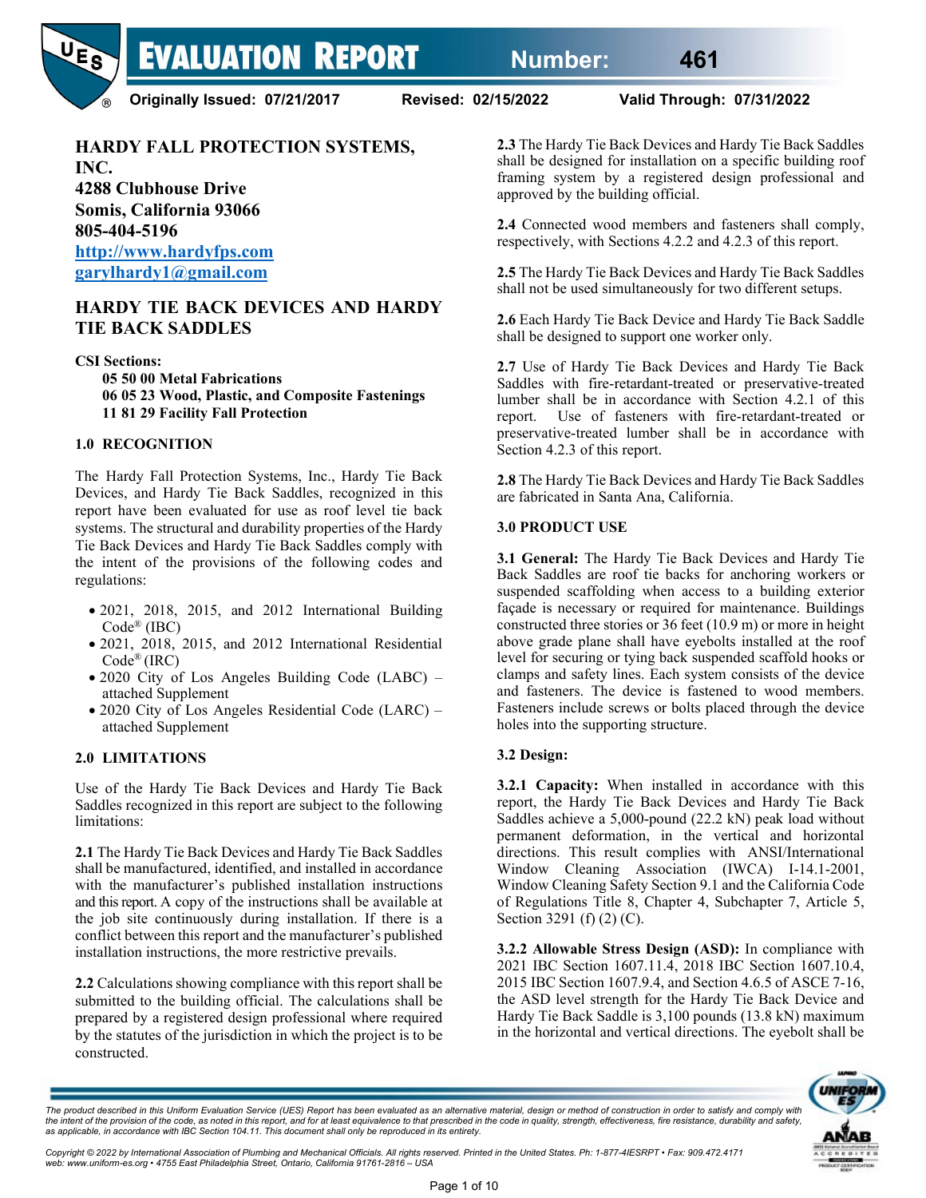# EVALUATION REPORT

**Number: 461**

**Originally Issued: 07/21/2017** **Revised: 02/15/2022** **Valid Through: 07/31/2022**

**HARDY FALL PROTECTION SYSTEMS, INC.**
**4288 Clubhouse Drive**
**Somis, California 93066**
**805-404-5196**
**http://www.hardyfps.com**
**garylhardy1@gmail.com**

## HARDY TIE BACK DEVICES AND HARDY TIE BACK SADDLES

**CSI Sections:**
- **05 50 00 Metal Fabrications**
- **06 05 23 Wood, Plastic, and Composite Fastenings**
- **11 81 29 Facility Fall Protection**

## 1.0 RECOGNITION

The Hardy Fall Protection Systems, Inc., Hardy Tie Back Devices, and Hardy Tie Back Saddles, recognized in this report have been evaluated for use as roof level tie back systems. The structural and durability properties of the Hardy Tie Back Devices and Hardy Tie Back Saddles comply with the intent of the provisions of the following codes and regulations:

- 2021, 2018, 2015, and 2012 International Building Code® (IBC)
- 2021, 2018, 2015, and 2012 International Residential Code® (IRC)
- 2020 City of Los Angeles Building Code (LABC) – attached Supplement
- 2020 City of Los Angeles Residential Code (LARC) – attached Supplement

## 2.0 LIMITATIONS

Use of the Hardy Tie Back Devices and Hardy Tie Back Saddles recognized in this report are subject to the following limitations:

**2.1** The Hardy Tie Back Devices and Hardy Tie Back Saddles shall be manufactured, identified, and installed in accordance with the manufacturer's published installation instructions and this report. A copy of the instructions shall be available at the job site continuously during installation. If there is a conflict between this report and the manufacturer's published installation instructions, the more restrictive prevails.

**2.2** Calculations showing compliance with this report shall be submitted to the building official. The calculations shall be prepared by a registered design professional where required by the statutes of the jurisdiction in which the project is to be constructed.

**2.3** The Hardy Tie Back Devices and Hardy Tie Back Saddles shall be designed for installation on a specific building roof framing system by a registered design professional and approved by the building official.

**2.4** Connected wood members and fasteners shall comply, respectively, with Sections 4.2.2 and 4.2.3 of this report.

**2.5** The Hardy Tie Back Devices and Hardy Tie Back Saddles shall not be used simultaneously for two different setups.

**2.6** Each Hardy Tie Back Device and Hardy Tie Back Saddle shall be designed to support one worker only.

**2.7** Use of Hardy Tie Back Devices and Hardy Tie Back Saddles with fire-retardant-treated or preservative-treated lumber shall be in accordance with Section 4.2.1 of this report. Use of fasteners with fire-retardant-treated or preservative-treated lumber shall be in accordance with Section 4.2.3 of this report.

**2.8** The Hardy Tie Back Devices and Hardy Tie Back Saddles are fabricated in Santa Ana, California.

## 3.0 PRODUCT USE

**3.1 General:** The Hardy Tie Back Devices and Hardy Tie Back Saddles are roof tie backs for anchoring workers or suspended scaffolding when access to a building exterior façade is necessary or required for maintenance. Buildings constructed three stories or 36 feet (10.9 m) or more in height above grade plane shall have eyebolts installed at the roof level for securing or tying back suspended scaffold hooks or clamps and safety lines. Each system consists of the device and fasteners. The device is fastened to wood members. Fasteners include screws or bolts placed through the device holes into the supporting structure.

**3.2 Design:**

**3.2.1 Capacity:** When installed in accordance with this report, the Hardy Tie Back Devices and Hardy Tie Back Saddles achieve a 5,000-pound (22.2 kN) peak load without permanent deformation, in the vertical and horizontal directions. This result complies with ANSI/International Window Cleaning Association (IWCA) I-14.1-2001, Window Cleaning Safety Section 9.1 and the California Code of Regulations Title 8, Chapter 4, Subchapter 7, Article 5, Section 3291 (f) (2) (C).

**3.2.2 Allowable Stress Design (ASD):** In compliance with 2021 IBC Section 1607.11.4, 2018 IBC Section 1607.10.4, 2015 IBC Section 1607.9.4, and Section 4.6.5 of ASCE 7-16, the ASD level strength for the Hardy Tie Back Device and Hardy Tie Back Saddle is 3,100 pounds (13.8 kN) maximum in the horizontal and vertical directions. The eyebolt shall be

*The product described in this Uniform Evaluation Service (UES) Report has been evaluated as an alternative material, design or method of construction in order to satisfy and comply with the intent of the provision of the code, as noted in this report, and for at least equivalence to that prescribed in the code in quality, strength, effectiveness, fire resistance, durability and safety, as applicable, in accordance with IBC Section 104.11. This document shall only be reproduced in its entirety.*

*Copyright © 2022 by International Association of Plumbing and Mechanical Officials. All rights reserved. Printed in the United States. Ph: 1-877-4IESRPT • Fax: 909.472.4171 web: www.uniform-es.org • 4755 East Philadelphia Street, Ontario, California 91761-2816 – USA*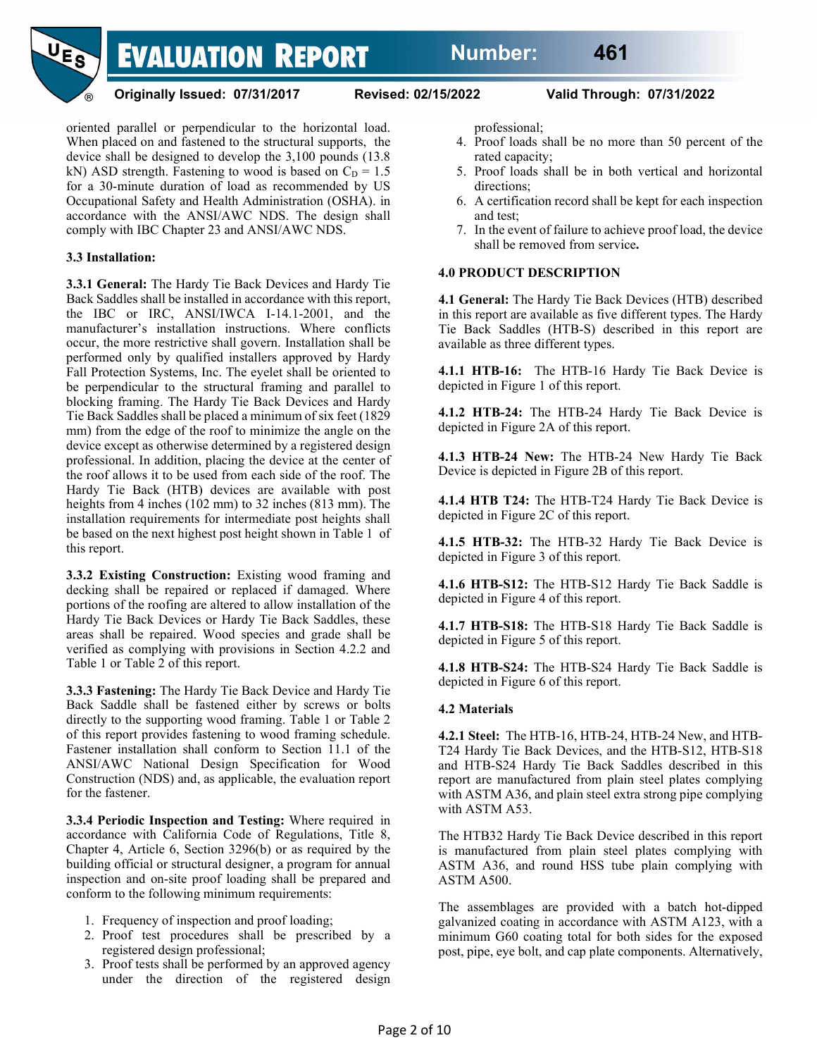oriented parallel or perpendicular to the horizontal load. When placed on and fastened to the structural supports, the device shall be designed to develop the 3,100 pounds (13.8 kN) ASD strength. Fastening to wood is based on $C_D$ = 1.5 for a 30-minute duration of load as recommended by US Occupational Safety and Health Administration (OSHA). in accordance with the ANSI/AWC NDS. The design shall comply with IBC Chapter 23 and ANSI/AWC NDS.

**3.3 Installation:**

**3.3.1 General:** The Hardy Tie Back Devices and Hardy Tie Back Saddles shall be installed in accordance with this report, the IBC or IRC, ANSI/IWCA I-14.1-2001, and the manufacturer's installation instructions. Where conflicts occur, the more restrictive shall govern. Installation shall be performed only by qualified installers approved by Hardy Fall Protection Systems, Inc. The eyelet shall be oriented to be perpendicular to the structural framing and parallel to blocking framing. The Hardy Tie Back Devices and Hardy Tie Back Saddles shall be placed a minimum of six feet (1829 mm) from the edge of the roof to minimize the angle on the device except as otherwise determined by a registered design professional. In addition, placing the device at the center of the roof allows it to be used from each side of the roof. The Hardy Tie Back (HTB) devices are available with post heights from 4 inches (102 mm) to 32 inches (813 mm). The installation requirements for intermediate post heights shall be based on the next highest post height shown in Table 1 of this report.

**3.3.2 Existing Construction:** Existing wood framing and decking shall be repaired or replaced if damaged. Where portions of the roofing are altered to allow installation of the Hardy Tie Back Devices or Hardy Tie Back Saddles, these areas shall be repaired. Wood species and grade shall be verified as complying with provisions in Section 4.2.2 and Table 1 or Table 2 of this report.

**3.3.3 Fastening:** The Hardy Tie Back Device and Hardy Tie Back Saddle shall be fastened either by screws or bolts directly to the supporting wood framing. Table 1 or Table 2 of this report provides fastening to wood framing schedule. Fastener installation shall conform to Section 11.1 of the ANSI/AWC National Design Specification for Wood Construction (NDS) and, as applicable, the evaluation report for the fastener.

**3.3.4 Periodic Inspection and Testing:** Where required in accordance with California Code of Regulations, Title 8, Chapter 4, Article 6, Section 3296(b) or as required by the building official or structural designer, a program for annual inspection and on-site proof loading shall be prepared and conform to the following minimum requirements:

1. Frequency of inspection and proof loading;
2. Proof test procedures shall be prescribed by a registered design professional;
3. Proof tests shall be performed by an approved agency under the direction of the registered design professional;
4. Proof loads shall be no more than 50 percent of the rated capacity;
5. Proof loads shall be in both vertical and horizontal directions;
6. A certification record shall be kept for each inspection and test;
7. In the event of failure to achieve proof load, the device shall be removed from service**.**

**4.0 PRODUCT DESCRIPTION**

**4.1 General:** The Hardy Tie Back Devices (HTB) described in this report are available as five different types. The Hardy Tie Back Saddles (HTB-S) described in this report are available as three different types.

**4.1.1 HTB-16:** The HTB-16 Hardy Tie Back Device is depicted in Figure 1 of this report.

**4.1.2 HTB-24:** The HTB-24 Hardy Tie Back Device is depicted in Figure 2A of this report.

**4.1.3 HTB-24 New:** The HTB-24 New Hardy Tie Back Device is depicted in Figure 2B of this report.

**4.1.4 HTB T24:** The HTB-T24 Hardy Tie Back Device is depicted in Figure 2C of this report.

**4.1.5 HTB-32:** The HTB-32 Hardy Tie Back Device is depicted in Figure 3 of this report.

**4.1.6 HTB-S12:** The HTB-S12 Hardy Tie Back Saddle is depicted in Figure 4 of this report.

**4.1.7 HTB-S18:** The HTB-S18 Hardy Tie Back Saddle is depicted in Figure 5 of this report.

**4.1.8 HTB-S24:** The HTB-S24 Hardy Tie Back Saddle is depicted in Figure 6 of this report.

**4.2 Materials**

**4.2.1 Steel:** The HTB-16, HTB-24, HTB-24 New, and HTB-T24 Hardy Tie Back Devices, and the HTB-S12, HTB-S18 and HTB-S24 Hardy Tie Back Saddles described in this report are manufactured from plain steel plates complying with ASTM A36, and plain steel extra strong pipe complying with ASTM A53.

The HTB32 Hardy Tie Back Device described in this report is manufactured from plain steel plates complying with ASTM A36, and round HSS tube plain complying with ASTM A500.

The assemblages are provided with a batch hot-dipped galvanized coating in accordance with ASTM A123, with a minimum G60 coating total for both sides for the exposed post, pipe, eye bolt, and cap plate components. Alternatively,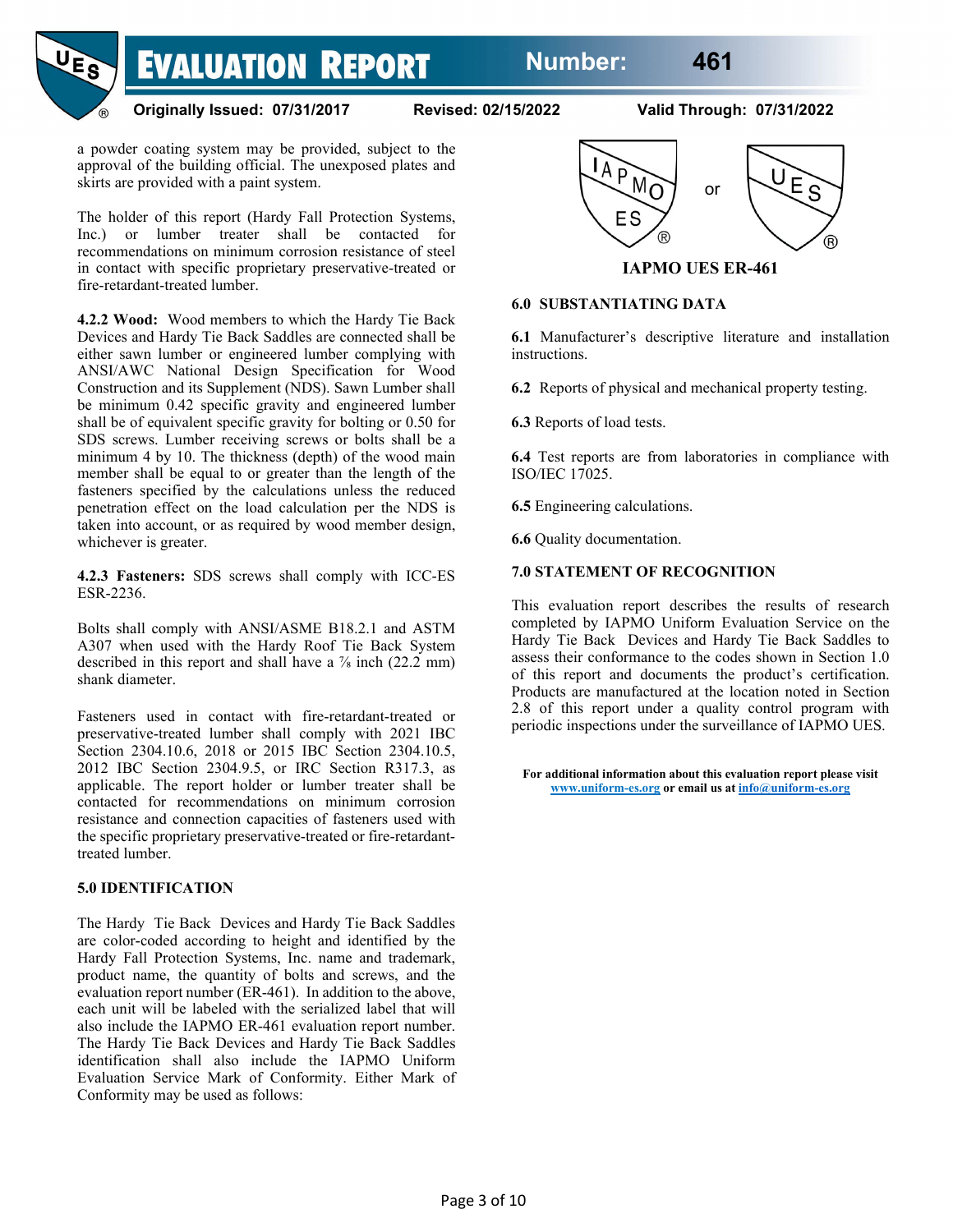a powder coating system may be provided, subject to the approval of the building official. The unexposed plates and skirts are provided with a paint system.

The holder of this report (Hardy Fall Protection Systems, Inc.) or lumber treater shall be contacted for recommendations on minimum corrosion resistance of steel in contact with specific proprietary preservative-treated or fire-retardant-treated lumber.

**4.2.2 Wood:** Wood members to which the Hardy Tie Back Devices and Hardy Tie Back Saddles are connected shall be either sawn lumber or engineered lumber complying with ANSI/AWC National Design Specification for Wood Construction and its Supplement (NDS). Sawn Lumber shall be minimum 0.42 specific gravity and engineered lumber shall be of equivalent specific gravity for bolting or 0.50 for SDS screws. Lumber receiving screws or bolts shall be a minimum 4 by 10. The thickness (depth) of the wood main member shall be equal to or greater than the length of the fasteners specified by the calculations unless the reduced penetration effect on the load calculation per the NDS is taken into account, or as required by wood member design, whichever is greater.

**4.2.3 Fasteners:** SDS screws shall comply with ICC-ES ESR-2236.

Bolts shall comply with ANSI/ASME B18.2.1 and ASTM A307 when used with the Hardy Roof Tie Back System described in this report and shall have a ⅞ inch (22.2 mm) shank diameter.

Fasteners used in contact with fire-retardant-treated or preservative-treated lumber shall comply with 2021 IBC Section 2304.10.6, 2018 or 2015 IBC Section 2304.10.5, 2012 IBC Section 2304.9.5, or IRC Section R317.3, as applicable. The report holder or lumber treater shall be contacted for recommendations on minimum corrosion resistance and connection capacities of fasteners used with the specific proprietary preservative-treated or fire-retardant-treated lumber.

## 5.0 IDENTIFICATION

The Hardy Tie Back Devices and Hardy Tie Back Saddles are color-coded according to height and identified by the Hardy Fall Protection Systems, Inc. name and trademark, product name, the quantity of bolts and screws, and the evaluation report number (ER-461). In addition to the above, each unit will be labeled with the serialized label that will also include the IAPMO ER-461 evaluation report number. The Hardy Tie Back Devices and Hardy Tie Back Saddles identification shall also include the IAPMO Uniform Evaluation Service Mark of Conformity. Either Mark of Conformity may be used as follows:

IAPMO ES or UES

**IAPMO UES ER-461**

## 6.0 SUBSTANTIATING DATA

**6.1** Manufacturer's descriptive literature and installation instructions.

**6.2** Reports of physical and mechanical property testing.

**6.3** Reports of load tests.

**6.4** Test reports are from laboratories in compliance with ISO/IEC 17025.

**6.5** Engineering calculations.

**6.6** Quality documentation.

## 7.0 STATEMENT OF RECOGNITION

This evaluation report describes the results of research completed by IAPMO Uniform Evaluation Service on the Hardy Tie Back Devices and Hardy Tie Back Saddles to assess their conformance to the codes shown in Section 1.0 of this report and documents the product's certification. Products are manufactured at the location noted in Section 2.8 of this report under a quality control program with periodic inspections under the surveillance of IAPMO UES.

**For additional information about this evaluation report please visit [www.uniform-es.org](http://www.uniform-es.org) or email us at [info@uniform-es.org](mailto:info@uniform-es.org)**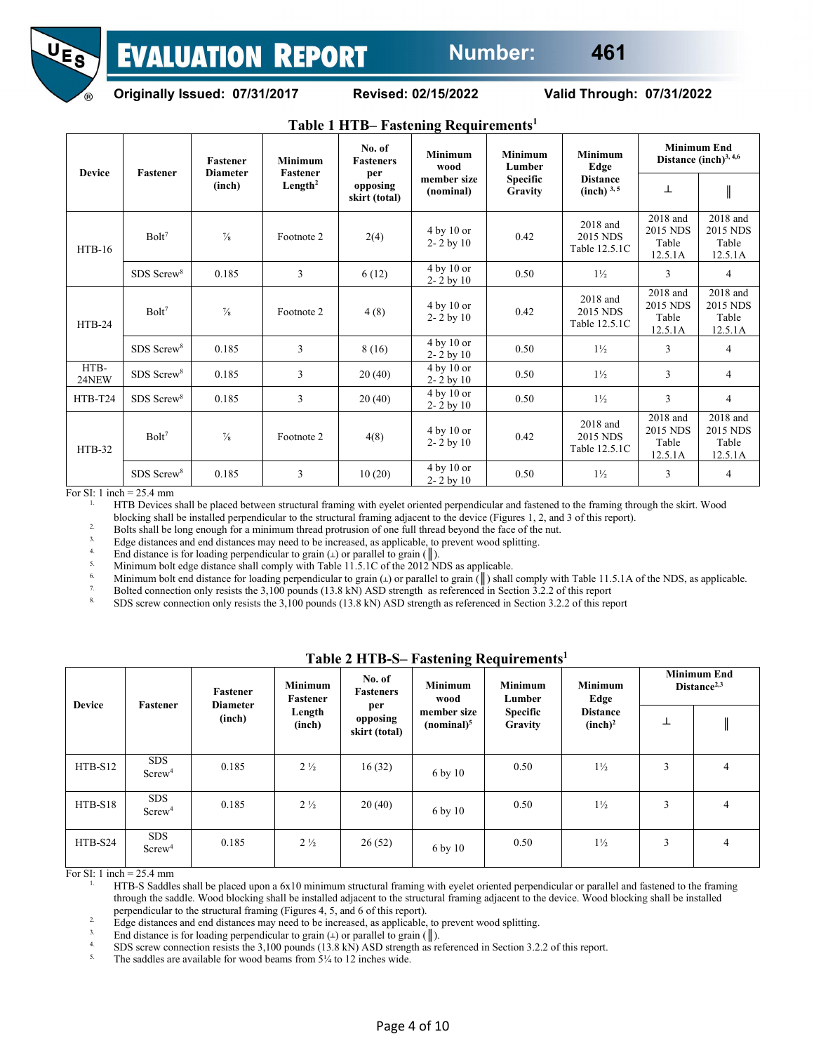## Table 1 HTB– Fastening Requirements[1]

| Device | Fastener | Fastener Diameter (inch) | Minimum Fastener Length[2] | No. of Fasteners per opposing skirt (total) | Minimum wood member size (nominal) | Minimum Lumber Specific Gravity | Minimum Edge Distance (inch)[3, 5] | Minimum End Distance (inch)[3, 4,6] | |
|---|---|---|---|---|---|---|---|---|---|
| | | | | | | | | ⊥ | ‖ |
| HTB-16 | Bolt[7] | ⅞ | Footnote 2 | 2(4) | 4 by 10 or 2- 2 by 10 | 0.42 | 2018 and 2015 NDS Table 12.5.1C | 2018 and 2015 NDS Table 12.5.1A | 2018 and 2015 NDS Table 12.5.1A |
| | SDS Screw[8] | 0.185 | 3 | 6 (12) | 4 by 10 or 2- 2 by 10 | 0.50 | 1½ | 3 | 4 |
| HTB-24 | Bolt[7] | ⅞ | Footnote 2 | 4 (8) | 4 by 10 or 2- 2 by 10 | 0.42 | 2018 and 2015 NDS Table 12.5.1C | 2018 and 2015 NDS Table 12.5.1A | 2018 and 2015 NDS Table 12.5.1A |
| | SDS Screw[8] | 0.185 | 3 | 8 (16) | 4 by 10 or 2- 2 by 10 | 0.50 | 1½ | 3 | 4 |
| HTB-24NEW | SDS Screw[8] | 0.185 | 3 | 20 (40) | 4 by 10 or 2- 2 by 10 | 0.50 | 1½ | 3 | 4 |
| HTB-T24 | SDS Screw[8] | 0.185 | 3 | 20 (40) | 4 by 10 or 2- 2 by 10 | 0.50 | 1½ | 3 | 4 |
| HTB-32 | Bolt[7] | ⅞ | Footnote 2 | 4(8) | 4 by 10 or 2- 2 by 10 | 0.42 | 2018 and 2015 NDS Table 12.5.1C | 2018 and 2015 NDS Table 12.5.1A | 2018 and 2015 NDS Table 12.5.1A |
| | SDS Screw[8] | 0.185 | 3 | 10 (20) | 4 by 10 or 2- 2 by 10 | 0.50 | 1½ | 3 | 4 |

For SI: 1 inch = 25.4 mm

1. HTB Devices shall be placed between structural framing with eyelet oriented perpendicular and fastened to the framing through the skirt. Wood blocking shall be installed perpendicular to the structural framing adjacent to the device (Figures 1, 2, and 3 of this report).
2. Bolts shall be long enough for a minimum thread protrusion of one full thread beyond the face of the nut.
3. Edge distances and end distances may need to be increased, as applicable, to prevent wood splitting.
4. End distance is for loading perpendicular to grain (⊥) or parallel to grain (‖).
5. Minimum bolt edge distance shall comply with Table 11.5.1C of the 2012 NDS as applicable.
6. Minimum bolt end distance for loading perpendicular to grain (⊥) or parallel to grain (‖) shall comply with Table 11.5.1A of the NDS, as applicable.
7. Bolted connection only resists the 3,100 pounds (13.8 kN) ASD strength as referenced in Section 3.2.2 of this report
8. SDS screw connection only resists the 3,100 pounds (13.8 kN) ASD strength as referenced in Section 3.2.2 of this report

## Table 2 HTB-S– Fastening Requirements[1]

| Device | Fastener | Fastener Diameter (inch) | Minimum Fastener Length (inch) | No. of Fasteners per opposing skirt (total) | Minimum wood member size (nominal)[5] | Minimum Lumber Specific Gravity | Minimum Edge Distance (inch)[2] | Minimum End Distance[2,3] | |
|---|---|---|---|---|---|---|---|---|---|
| | | | | | | | | ⊥ | ‖ |
| HTB-S12 | SDS Screw[4] | 0.185 | 2 ½ | 16 (32) | 6 by 10 | 0.50 | 1½ | 3 | 4 |
| HTB-S18 | SDS Screw[4] | 0.185 | 2 ½ | 20 (40) | 6 by 10 | 0.50 | 1½ | 3 | 4 |
| HTB-S24 | SDS Screw[4] | 0.185 | 2 ½ | 26 (52) | 6 by 10 | 0.50 | 1½ | 3 | 4 |

For SI: 1 inch = 25.4 mm

1. HTB-S Saddles shall be placed upon a 6x10 minimum structural framing with eyelet oriented perpendicular or parallel and fastened to the framing through the saddle. Wood blocking shall be installed adjacent to the structural framing adjacent to the device. Wood blocking shall be installed perpendicular to the structural framing (Figures 4, 5, and 6 of this report).
2. Edge distances and end distances may need to be increased, as applicable, to prevent wood splitting.
3. End distance is for loading perpendicular to grain (⊥) or parallel to grain (‖).
4. SDS screw connection resists the 3,100 pounds (13.8 kN) ASD strength as referenced in Section 3.2.2 of this report.
5. The saddles are available for wood beams from 5¼ to 12 inches wide.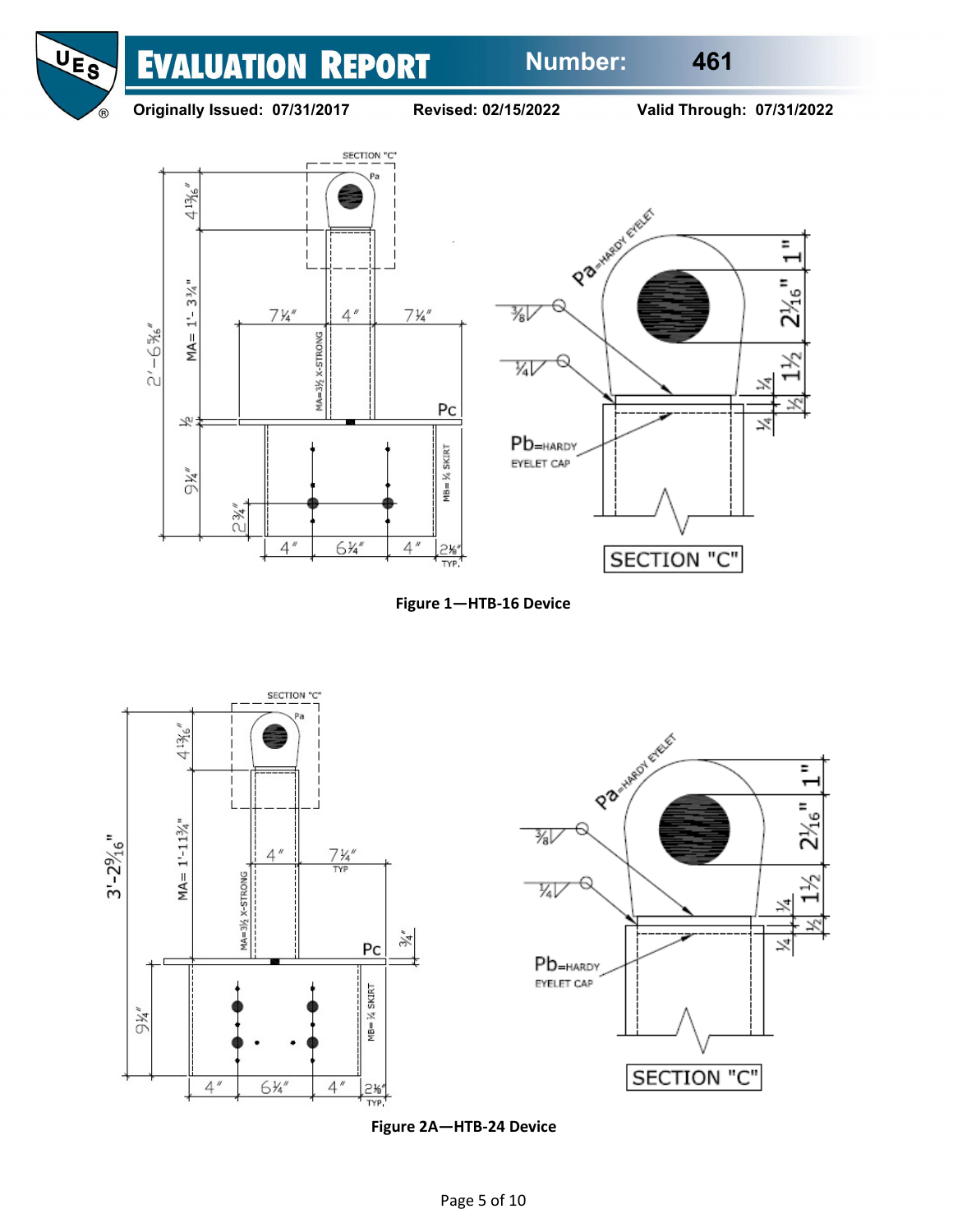Figure 1—HTB-16 Device

Figure 2A—HTB-24 Device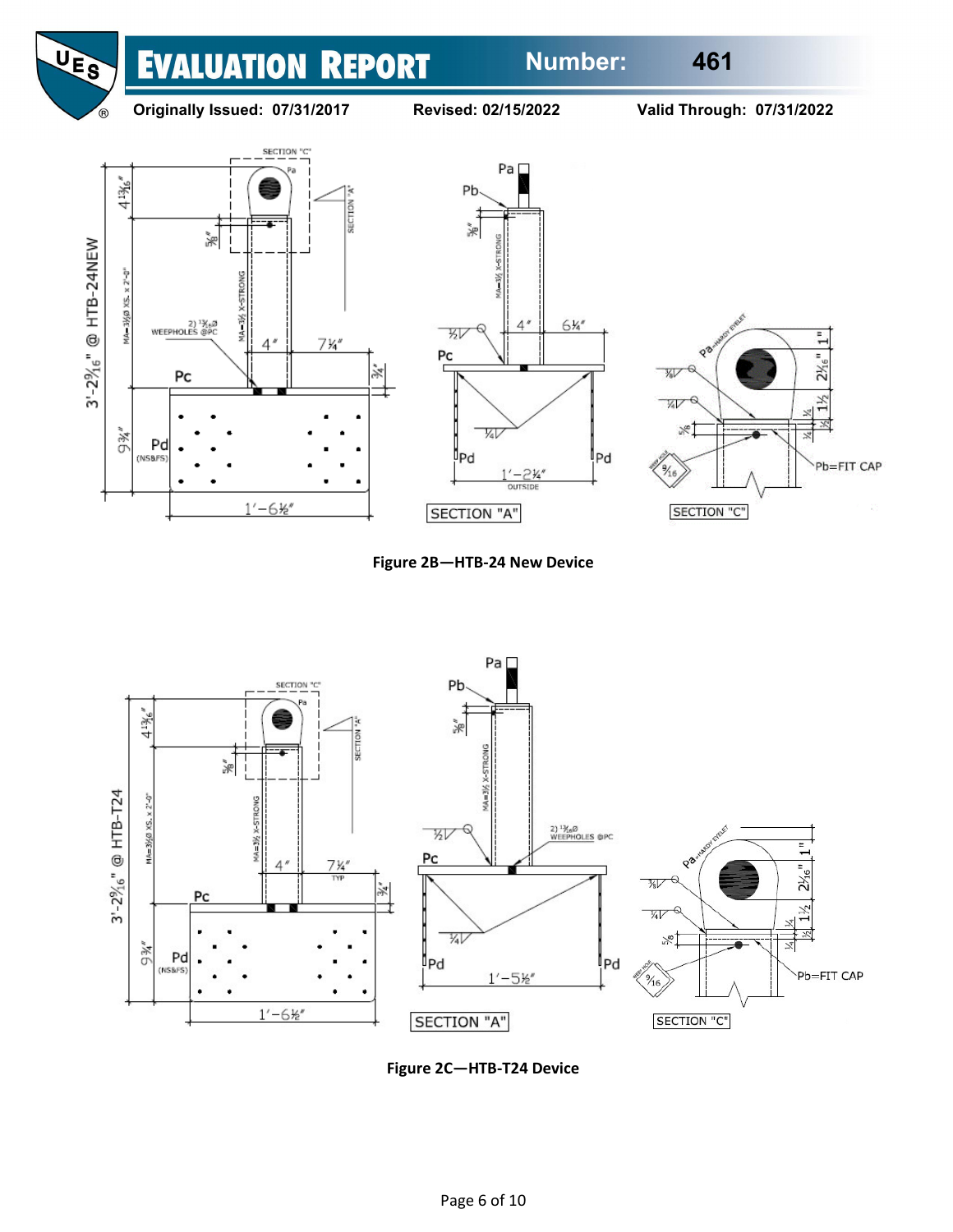Figure 2B—HTB-24 New Device

Figure 2C—HTB-T24 Device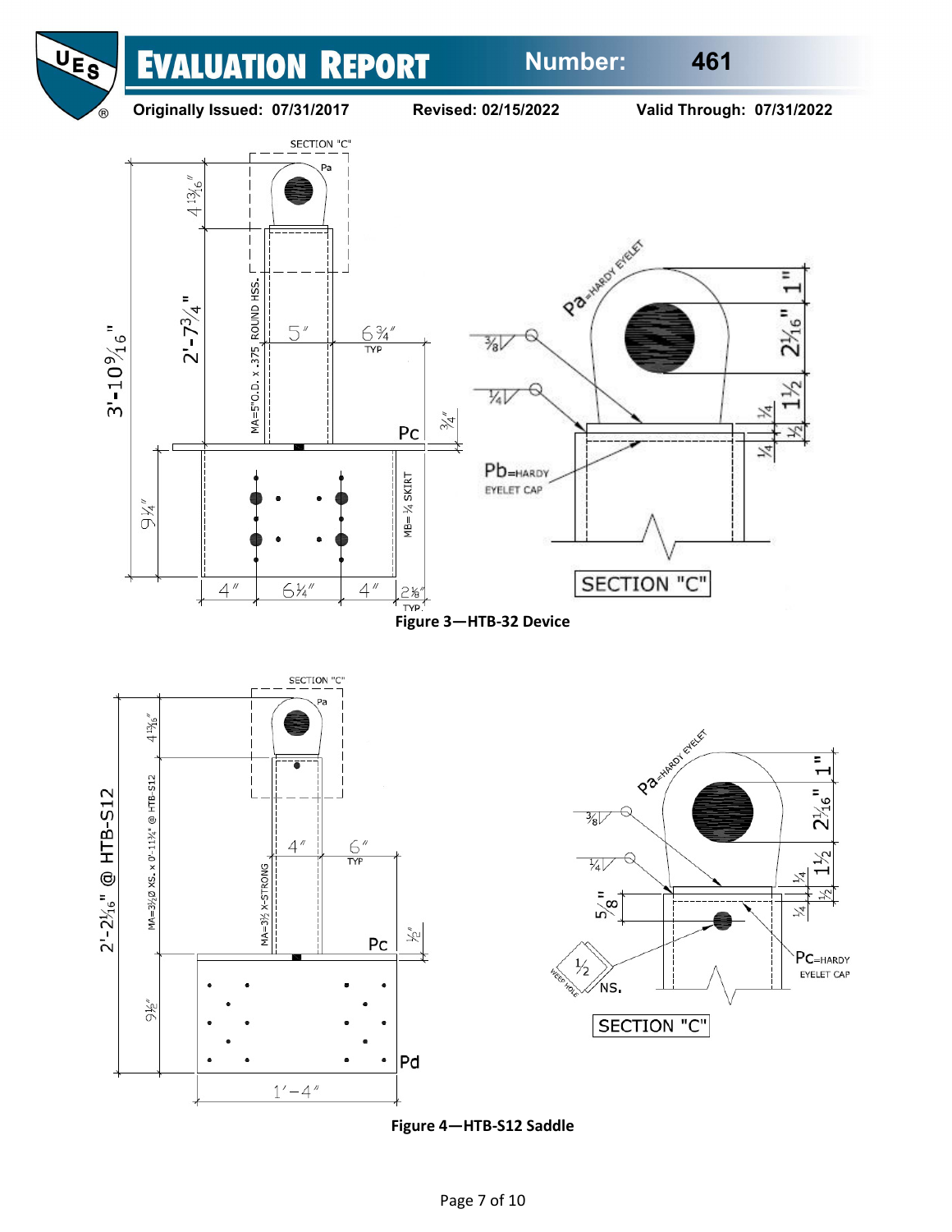Figure 3—HTB-32 Device

Figure 4—HTB-S12 Saddle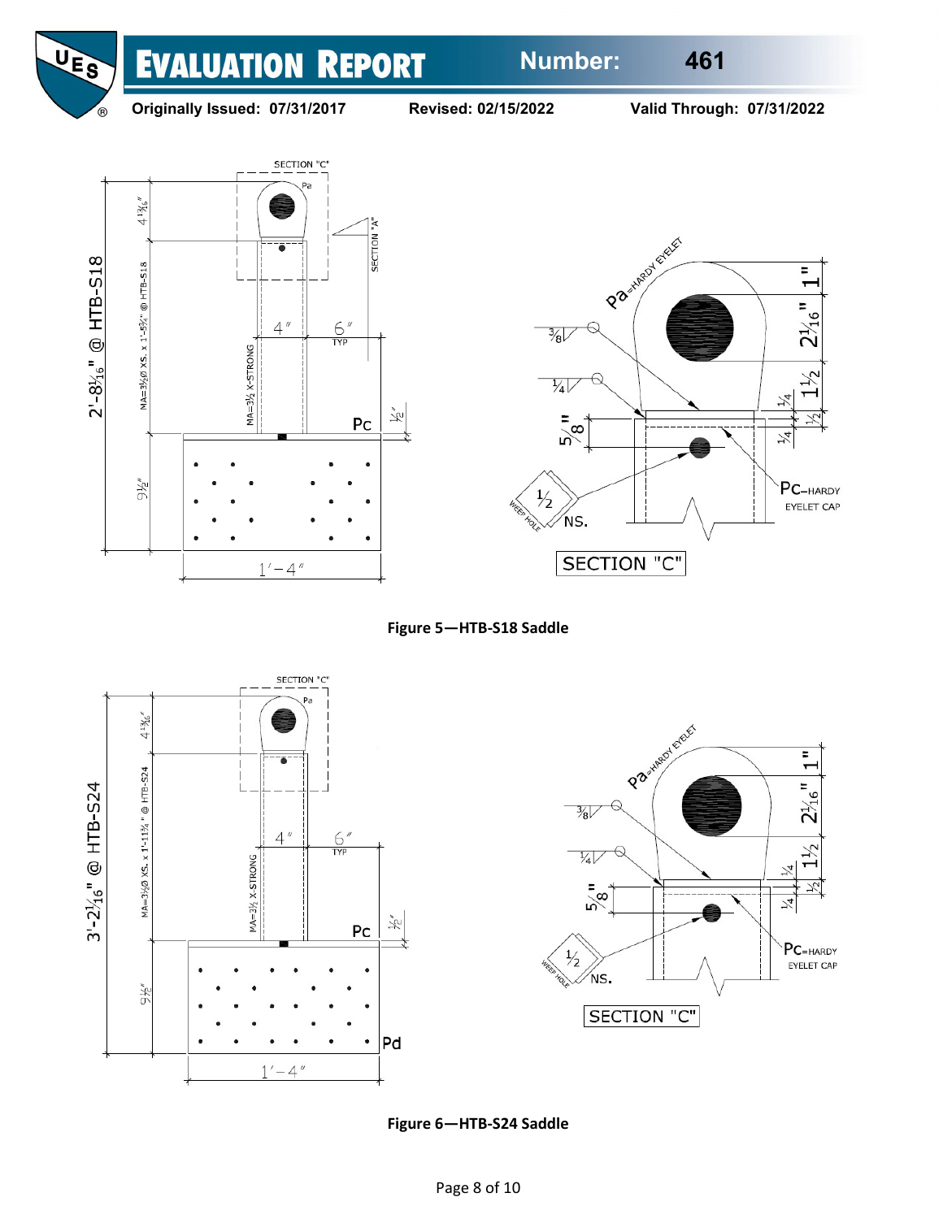Figure 5—HTB-S18 Saddle

Figure 6—HTB-S24 Saddle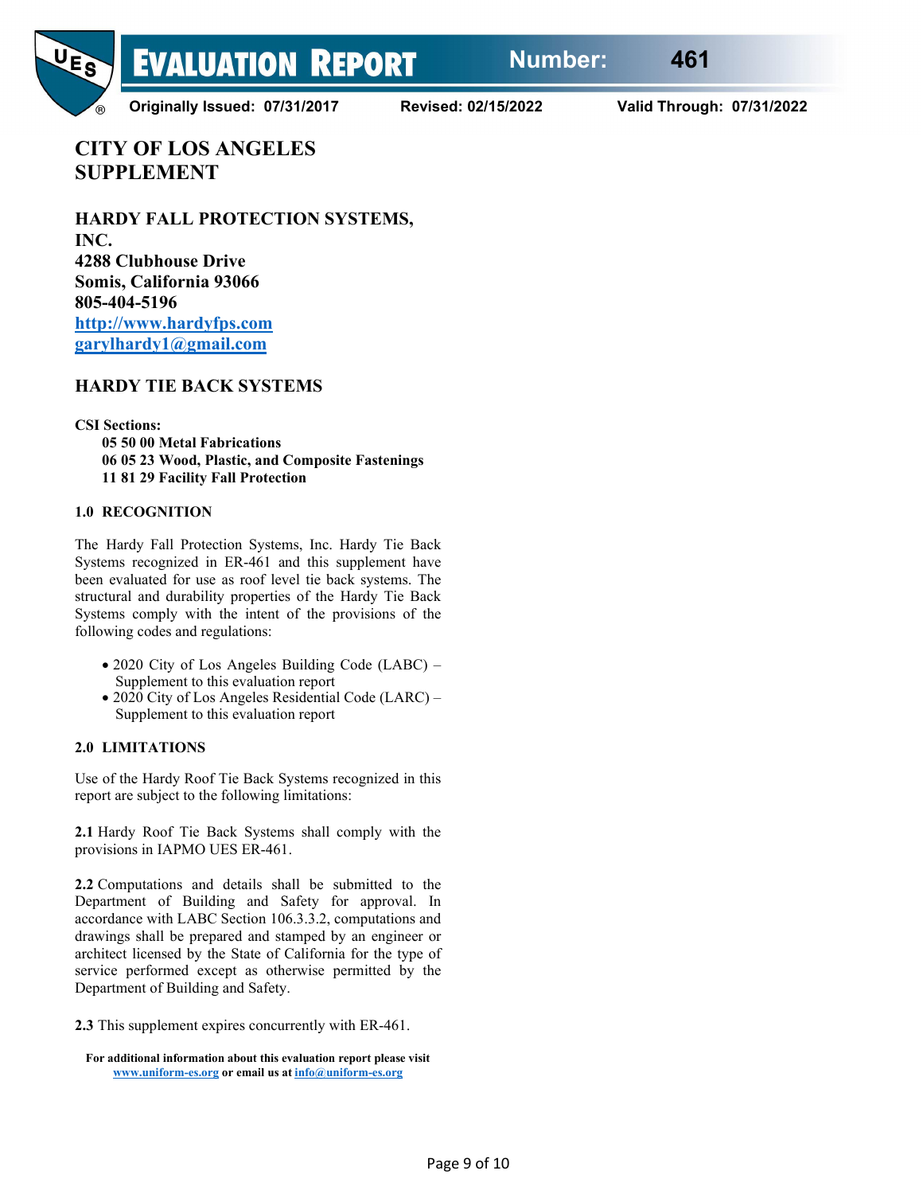# EVALUATION REPORT

**Number: 461**

**Originally Issued: 07/31/2017** **Revised: 02/15/2022** **Valid Through: 07/31/2022**

## CITY OF LOS ANGELES SUPPLEMENT

**HARDY FALL PROTECTION SYSTEMS, INC.**
**4288 Clubhouse Drive**
**Somis, California 93066**
**805-404-5196**
**[http://www.hardyfps.com](http://www.hardyfps.com)**
**[garylhardy1@gmail.com](mailto:garylhardy1@gmail.com)**

## HARDY TIE BACK SYSTEMS

**CSI Sections:**
**05 50 00 Metal Fabrications**
**06 05 23 Wood, Plastic, and Composite Fastenings**
**11 81 29 Facility Fall Protection**

### 1.0 RECOGNITION

The Hardy Fall Protection Systems, Inc. Hardy Tie Back Systems recognized in ER-461 and this supplement have been evaluated for use as roof level tie back systems. The structural and durability properties of the Hardy Tie Back Systems comply with the intent of the provisions of the following codes and regulations:

- 2020 City of Los Angeles Building Code (LABC) – Supplement to this evaluation report
- 2020 City of Los Angeles Residential Code (LARC) – Supplement to this evaluation report

### 2.0 LIMITATIONS

Use of the Hardy Roof Tie Back Systems recognized in this report are subject to the following limitations:

**2.1** Hardy Roof Tie Back Systems shall comply with the provisions in IAPMO UES ER-461.

**2.2** Computations and details shall be submitted to the Department of Building and Safety for approval. In accordance with LABC Section 106.3.3.2, computations and drawings shall be prepared and stamped by an engineer or architect licensed by the State of California for the type of service performed except as otherwise permitted by the Department of Building and Safety.

**2.3** This supplement expires concurrently with ER-461.

**For additional information about this evaluation report please visit [www.uniform-es.org](http://www.uniform-es.org) or email us at [info@uniform-es.org](mailto:info@uniform-es.org)**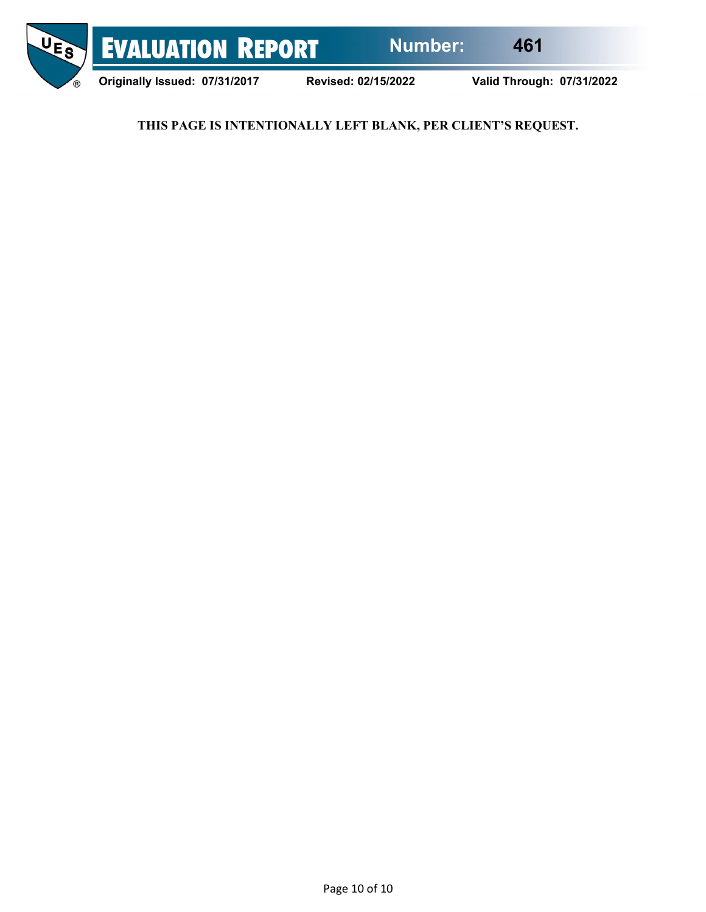**THIS PAGE IS INTENTIONALLY LEFT BLANK, PER CLIENT'S REQUEST.**